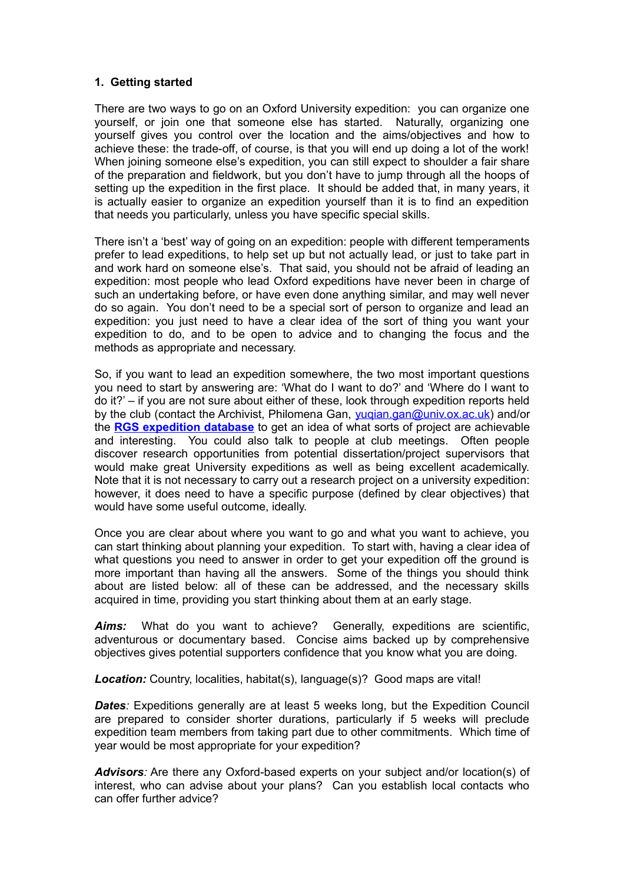## 1. Getting started

There are two ways to go on an Oxford University expedition: you can organize one yourself, or join one that someone else has started. Naturally, organizing one yourself gives you control over the location and the aims/objectives and how to achieve these: the trade-off, of course, is that you will end up doing a lot of the work! When joining someone else's expedition, you can still expect to shoulder a fair share of the preparation and fieldwork, but you don't have to jump through all the hoops of setting up the expedition in the first place. It should be added that, in many years, it is actually easier to organize an expedition yourself than it is to find an expedition that needs you particularly, unless you have specific special skills.

There isn't a 'best' way of going on an expedition: people with different temperaments prefer to lead expeditions, to help set up but not actually lead, or just to take part in and work hard on someone else's. That said, you should not be afraid of leading an expedition: most people who lead Oxford expeditions have never been in charge of such an undertaking before, or have even done anything similar, and may well never do so again. You don't need to be a special sort of person to organize and lead an expedition: you just need to have a clear idea of the sort of thing you want your expedition to do, and to be open to advice and to changing the focus and the methods as appropriate and necessary.

So, if you want to lead an expedition somewhere, the two most important questions you need to start by answering are: 'What do I want to do?' and 'Where do I want to do it?' – if you are not sure about either of these, look through expedition reports held by the club (contact the Archivist, Philomena Gan, yuqian.gan@univ.ox.ac.uk) and/or the **RGS expedition database** to get an idea of what sorts of project are achievable and interesting. You could also talk to people at club meetings. Often people discover research opportunities from potential dissertation/project supervisors that would make great University expeditions as well as being excellent academically. Note that it is not necessary to carry out a research project on a university expedition: however, it does need to have a specific purpose (defined by clear objectives) that would have some useful outcome, ideally.

Once you are clear about where you want to go and what you want to achieve, you can start thinking about planning your expedition. To start with, having a clear idea of what questions you need to answer in order to get your expedition off the ground is more important than having all the answers. Some of the things you should think about are listed below: all of these can be addressed, and the necessary skills acquired in time, providing you start thinking about them at an early stage.

***Aims:*** What do you want to achieve? Generally, expeditions are scientific, adventurous or documentary based. Concise aims backed up by comprehensive objectives gives potential supporters confidence that you know what you are doing.

***Location:*** Country, localities, habitat(s), language(s)? Good maps are vital!

***Dates****:* Expeditions generally are at least 5 weeks long, but the Expedition Council are prepared to consider shorter durations, particularly if 5 weeks will preclude expedition team members from taking part due to other commitments. Which time of year would be most appropriate for your expedition?

***Advisors****:* Are there any Oxford-based experts on your subject and/or location(s) of interest, who can advise about your plans? Can you establish local contacts who can offer further advice?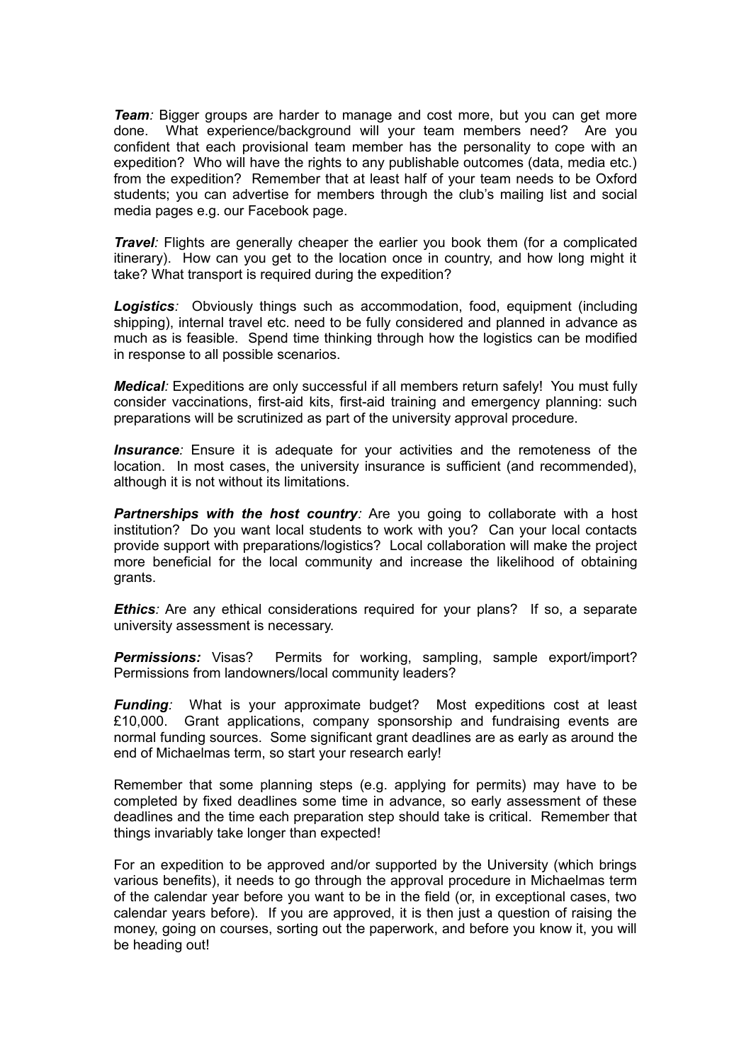***Team**:* Bigger groups are harder to manage and cost more, but you can get more done. What experience/background will your team members need? Are you confident that each provisional team member has the personality to cope with an expedition? Who will have the rights to any publishable outcomes (data, media etc.) from the expedition? Remember that at least half of your team needs to be Oxford students; you can advertise for members through the club's mailing list and social media pages e.g. our Facebook page.

***Travel**:* Flights are generally cheaper the earlier you book them (for a complicated itinerary). How can you get to the location once in country, and how long might it take? What transport is required during the expedition?

***Logistics**:* Obviously things such as accommodation, food, equipment (including shipping), internal travel etc. need to be fully considered and planned in advance as much as is feasible. Spend time thinking through how the logistics can be modified in response to all possible scenarios.

***Medical**:* Expeditions are only successful if all members return safely! You must fully consider vaccinations, first-aid kits, first-aid training and emergency planning: such preparations will be scrutinized as part of the university approval procedure.

***Insurance**:* Ensure it is adequate for your activities and the remoteness of the location. In most cases, the university insurance is sufficient (and recommended), although it is not without its limitations.

***Partnerships with the host country**:* Are you going to collaborate with a host institution? Do you want local students to work with you? Can your local contacts provide support with preparations/logistics? Local collaboration will make the project more beneficial for the local community and increase the likelihood of obtaining grants.

***Ethics**:* Are any ethical considerations required for your plans? If so, a separate university assessment is necessary.

***Permissions:*** Visas? Permits for working, sampling, sample export/import? Permissions from landowners/local community leaders?

***Funding**:* What is your approximate budget? Most expeditions cost at least £10,000. Grant applications, company sponsorship and fundraising events are normal funding sources. Some significant grant deadlines are as early as around the end of Michaelmas term, so start your research early!

Remember that some planning steps (e.g. applying for permits) may have to be completed by fixed deadlines some time in advance, so early assessment of these deadlines and the time each preparation step should take is critical. Remember that things invariably take longer than expected!

For an expedition to be approved and/or supported by the University (which brings various benefits), it needs to go through the approval procedure in Michaelmas term of the calendar year before you want to be in the field (or, in exceptional cases, two calendar years before). If you are approved, it is then just a question of raising the money, going on courses, sorting out the paperwork, and before you know it, you will be heading out!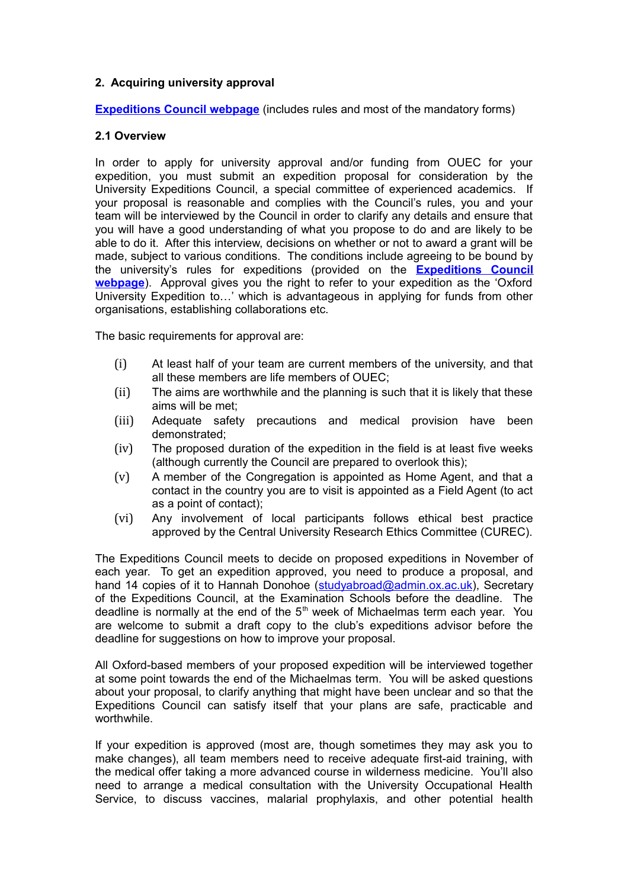## 2. Acquiring university approval

**Expeditions Council webpage** (includes rules and most of the mandatory forms)

### 2.1 Overview

In order to apply for university approval and/or funding from OUEC for your expedition, you must submit an expedition proposal for consideration by the University Expeditions Council, a special committee of experienced academics. If your proposal is reasonable and complies with the Council's rules, you and your team will be interviewed by the Council in order to clarify any details and ensure that you will have a good understanding of what you propose to do and are likely to be able to do it. After this interview, decisions on whether or not to award a grant will be made, subject to various conditions. The conditions include agreeing to be bound by the university's rules for expeditions (provided on the **Expeditions Council webpage**). Approval gives you the right to refer to your expedition as the 'Oxford University Expedition to…' which is advantageous in applying for funds from other organisations, establishing collaborations etc.

The basic requirements for approval are:

(i) At least half of your team are current members of the university, and that all these members are life members of OUEC;

(ii) The aims are worthwhile and the planning is such that it is likely that these aims will be met;

(iii) Adequate safety precautions and medical provision have been demonstrated;

(iv) The proposed duration of the expedition in the field is at least five weeks (although currently the Council are prepared to overlook this);

(v) A member of the Congregation is appointed as Home Agent, and that a contact in the country you are to visit is appointed as a Field Agent (to act as a point of contact);

(vi) Any involvement of local participants follows ethical best practice approved by the Central University Research Ethics Committee (CUREC).

The Expeditions Council meets to decide on proposed expeditions in November of each year. To get an expedition approved, you need to produce a proposal, and hand 14 copies of it to Hannah Donohoe (studyabroad@admin.ox.ac.uk), Secretary of the Expeditions Council, at the Examination Schools before the deadline. The deadline is normally at the end of the 5th week of Michaelmas term each year. You are welcome to submit a draft copy to the club's expeditions advisor before the deadline for suggestions on how to improve your proposal.

All Oxford-based members of your proposed expedition will be interviewed together at some point towards the end of the Michaelmas term. You will be asked questions about your proposal, to clarify anything that might have been unclear and so that the Expeditions Council can satisfy itself that your plans are safe, practicable and worthwhile.

If your expedition is approved (most are, though sometimes they may ask you to make changes), all team members need to receive adequate first-aid training, with the medical offer taking a more advanced course in wilderness medicine. You'll also need to arrange a medical consultation with the University Occupational Health Service, to discuss vaccines, malarial prophylaxis, and other potential health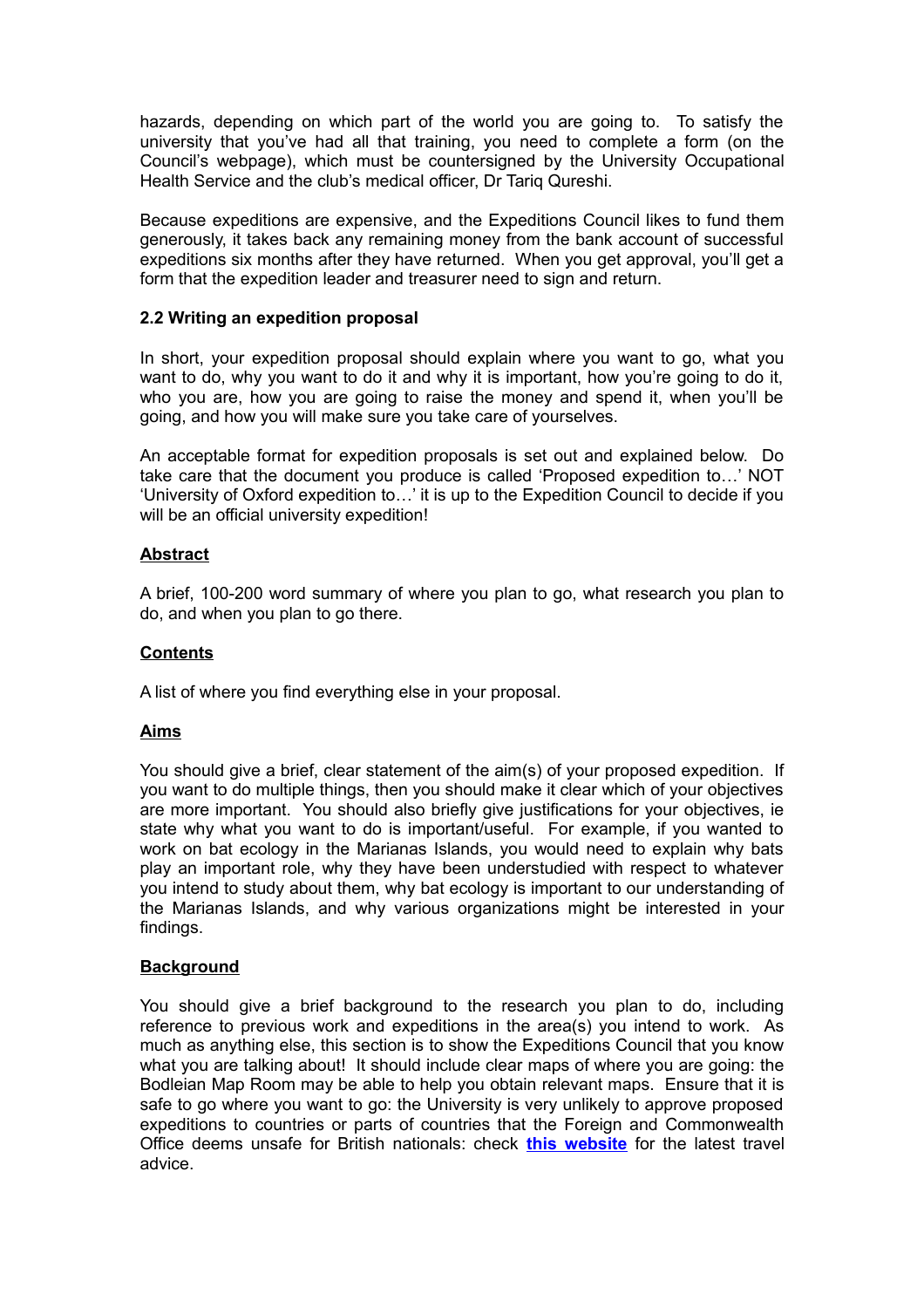hazards, depending on which part of the world you are going to. To satisfy the university that you've had all that training, you need to complete a form (on the Council's webpage), which must be countersigned by the University Occupational Health Service and the club's medical officer, Dr Tariq Qureshi.

Because expeditions are expensive, and the Expeditions Council likes to fund them generously, it takes back any remaining money from the bank account of successful expeditions six months after they have returned. When you get approval, you'll get a form that the expedition leader and treasurer need to sign and return.

### 2.2 Writing an expedition proposal

In short, your expedition proposal should explain where you want to go, what you want to do, why you want to do it and why it is important, how you're going to do it, who you are, how you are going to raise the money and spend it, when you'll be going, and how you will make sure you take care of yourselves.

An acceptable format for expedition proposals is set out and explained below. Do take care that the document you produce is called 'Proposed expedition to…' NOT 'University of Oxford expedition to…' it is up to the Expedition Council to decide if you will be an official university expedition!

#### Abstract

A brief, 100-200 word summary of where you plan to go, what research you plan to do, and when you plan to go there.

#### Contents

A list of where you find everything else in your proposal.

#### Aims

You should give a brief, clear statement of the aim(s) of your proposed expedition. If you want to do multiple things, then you should make it clear which of your objectives are more important. You should also briefly give justifications for your objectives, ie state why what you want to do is important/useful. For example, if you wanted to work on bat ecology in the Marianas Islands, you would need to explain why bats play an important role, why they have been understudied with respect to whatever you intend to study about them, why bat ecology is important to our understanding of the Marianas Islands, and why various organizations might be interested in your findings.

#### Background

You should give a brief background to the research you plan to do, including reference to previous work and expeditions in the area(s) you intend to work. As much as anything else, this section is to show the Expeditions Council that you know what you are talking about! It should include clear maps of where you are going: the Bodleian Map Room may be able to help you obtain relevant maps. Ensure that it is safe to go where you want to go: the University is very unlikely to approve proposed expeditions to countries or parts of countries that the Foreign and Commonwealth Office deems unsafe for British nationals: check **this website** for the latest travel advice.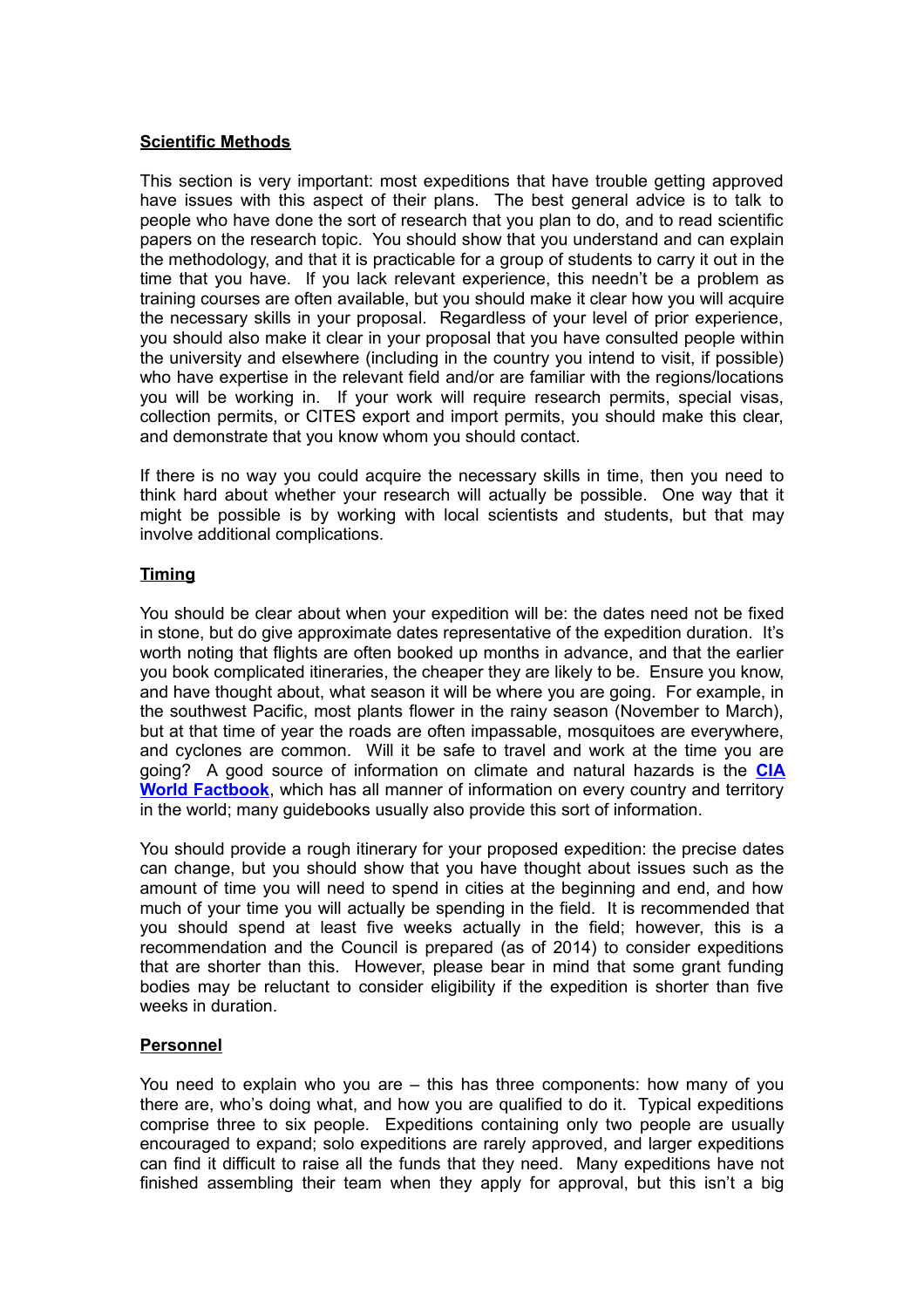## Scientific Methods

This section is very important: most expeditions that have trouble getting approved have issues with this aspect of their plans. The best general advice is to talk to people who have done the sort of research that you plan to do, and to read scientific papers on the research topic. You should show that you understand and can explain the methodology, and that it is practicable for a group of students to carry it out in the time that you have. If you lack relevant experience, this needn't be a problem as training courses are often available, but you should make it clear how you will acquire the necessary skills in your proposal. Regardless of your level of prior experience, you should also make it clear in your proposal that you have consulted people within the university and elsewhere (including in the country you intend to visit, if possible) who have expertise in the relevant field and/or are familiar with the regions/locations you will be working in. If your work will require research permits, special visas, collection permits, or CITES export and import permits, you should make this clear, and demonstrate that you know whom you should contact.

If there is no way you could acquire the necessary skills in time, then you need to think hard about whether your research will actually be possible. One way that it might be possible is by working with local scientists and students, but that may involve additional complications.

## Timing

You should be clear about when your expedition will be: the dates need not be fixed in stone, but do give approximate dates representative of the expedition duration. It's worth noting that flights are often booked up months in advance, and that the earlier you book complicated itineraries, the cheaper they are likely to be. Ensure you know, and have thought about, what season it will be where you are going. For example, in the southwest Pacific, most plants flower in the rainy season (November to March), but at that time of year the roads are often impassable, mosquitoes are everywhere, and cyclones are common. Will it be safe to travel and work at the time you are going? A good source of information on climate and natural hazards is the **CIA World Factbook**, which has all manner of information on every country and territory in the world; many guidebooks usually also provide this sort of information.

You should provide a rough itinerary for your proposed expedition: the precise dates can change, but you should show that you have thought about issues such as the amount of time you will need to spend in cities at the beginning and end, and how much of your time you will actually be spending in the field. It is recommended that you should spend at least five weeks actually in the field; however, this is a recommendation and the Council is prepared (as of 2014) to consider expeditions that are shorter than this. However, please bear in mind that some grant funding bodies may be reluctant to consider eligibility if the expedition is shorter than five weeks in duration.

## Personnel

You need to explain who you are – this has three components: how many of you there are, who's doing what, and how you are qualified to do it. Typical expeditions comprise three to six people. Expeditions containing only two people are usually encouraged to expand; solo expeditions are rarely approved, and larger expeditions can find it difficult to raise all the funds that they need. Many expeditions have not finished assembling their team when they apply for approval, but this isn't a big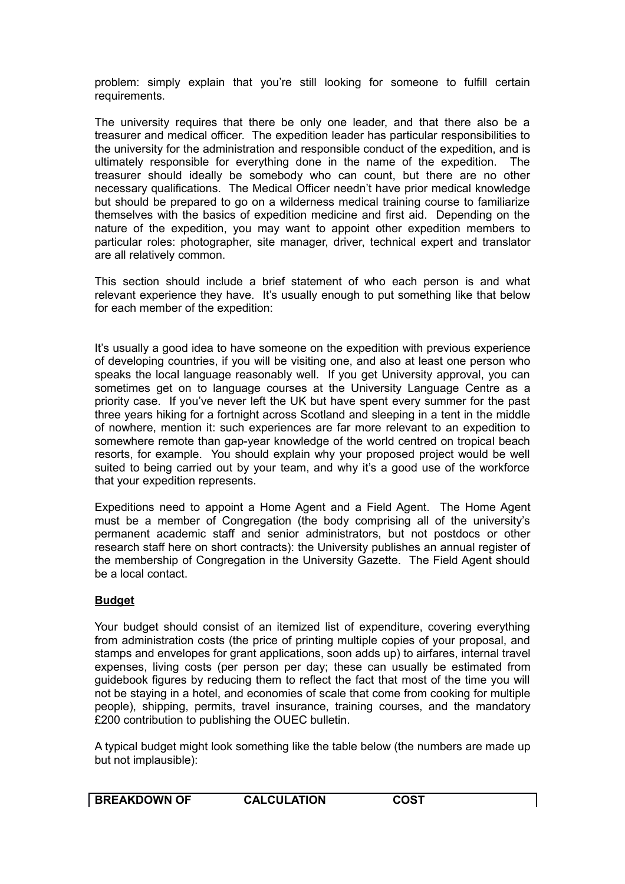problem: simply explain that you're still looking for someone to fulfill certain requirements.

The university requires that there be only one leader, and that there also be a treasurer and medical officer. The expedition leader has particular responsibilities to the university for the administration and responsible conduct of the expedition, and is ultimately responsible for everything done in the name of the expedition. The treasurer should ideally be somebody who can count, but there are no other necessary qualifications. The Medical Officer needn't have prior medical knowledge but should be prepared to go on a wilderness medical training course to familiarize themselves with the basics of expedition medicine and first aid. Depending on the nature of the expedition, you may want to appoint other expedition members to particular roles: photographer, site manager, driver, technical expert and translator are all relatively common.

This section should include a brief statement of who each person is and what relevant experience they have. It's usually enough to put something like that below for each member of the expedition:

It's usually a good idea to have someone on the expedition with previous experience of developing countries, if you will be visiting one, and also at least one person who speaks the local language reasonably well. If you get University approval, you can sometimes get on to language courses at the University Language Centre as a priority case. If you've never left the UK but have spent every summer for the past three years hiking for a fortnight across Scotland and sleeping in a tent in the middle of nowhere, mention it: such experiences are far more relevant to an expedition to somewhere remote than gap-year knowledge of the world centred on tropical beach resorts, for example. You should explain why your proposed project would be well suited to being carried out by your team, and why it's a good use of the workforce that your expedition represents.

Expeditions need to appoint a Home Agent and a Field Agent. The Home Agent must be a member of Congregation (the body comprising all of the university's permanent academic staff and senior administrators, but not postdocs or other research staff here on short contracts): the University publishes an annual register of the membership of Congregation in the University Gazette. The Field Agent should be a local contact.

**Budget**

Your budget should consist of an itemized list of expenditure, covering everything from administration costs (the price of printing multiple copies of your proposal, and stamps and envelopes for grant applications, soon adds up) to airfares, internal travel expenses, living costs (per person per day; these can usually be estimated from guidebook figures by reducing them to reflect the fact that most of the time you will not be staying in a hotel, and economies of scale that come from cooking for multiple people), shipping, permits, travel insurance, training courses, and the mandatory £200 contribution to publishing the OUEC bulletin.

A typical budget might look something like the table below (the numbers are made up but not implausible):

| BREAKDOWN OF | CALCULATION | COST |
| --- | --- | --- |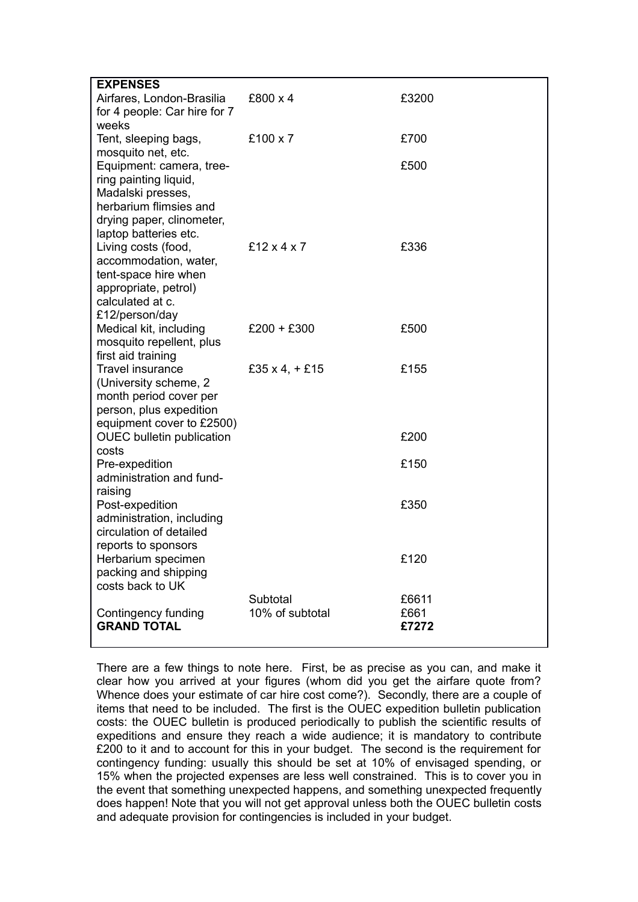| **EXPENSES** | | |
|---|---|---|
| Airfares, London-Brasilia for 4 people: Car hire for 7 weeks | £800 x 4 | £3200 |
| Tent, sleeping bags, mosquito net, etc. | £100 x 7 | £700 |
| Equipment: camera, tree-ring painting liquid, Madalski presses, herbarium flimsies and drying paper, clinometer, laptop batteries etc. | | £500 |
| Living costs (food, accommodation, water, tent-space hire when appropriate, petrol) calculated at c. £12/person/day | £12 x 4 x 7 | £336 |
| Medical kit, including mosquito repellent, plus first aid training | £200 + £300 | £500 |
| Travel insurance (University scheme, 2 month period cover per person, plus expedition equipment cover to £2500) | £35 x 4, + £15 | £155 |
| OUEC bulletin publication costs | | £200 |
| Pre-expedition administration and fund-raising | | £150 |
| Post-expedition administration, including circulation of detailed reports to sponsors | | £350 |
| Herbarium specimen packing and shipping costs back to UK | | £120 |
| | Subtotal | £6611 |
| Contingency funding | 10% of subtotal | £661 |
| **GRAND TOTAL** | | **£7272** |

There are a few things to note here. First, be as precise as you can, and make it clear how you arrived at your figures (whom did you get the airfare quote from? Whence does your estimate of car hire cost come?). Secondly, there are a couple of items that need to be included. The first is the OUEC expedition bulletin publication costs: the OUEC bulletin is produced periodically to publish the scientific results of expeditions and ensure they reach a wide audience; it is mandatory to contribute £200 to it and to account for this in your budget. The second is the requirement for contingency funding: usually this should be set at 10% of envisaged spending, or 15% when the projected expenses are less well constrained. This is to cover you in the event that something unexpected happens, and something unexpected frequently does happen! Note that you will not get approval unless both the OUEC bulletin costs and adequate provision for contingencies is included in your budget.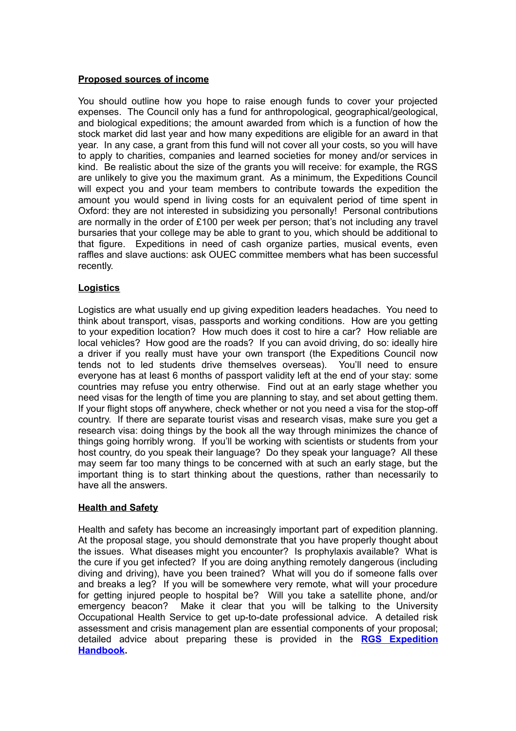**Proposed sources of income**

You should outline how you hope to raise enough funds to cover your projected expenses. The Council only has a fund for anthropological, geographical/geological, and biological expeditions; the amount awarded from which is a function of how the stock market did last year and how many expeditions are eligible for an award in that year. In any case, a grant from this fund will not cover all your costs, so you will have to apply to charities, companies and learned societies for money and/or services in kind. Be realistic about the size of the grants you will receive: for example, the RGS are unlikely to give you the maximum grant. As a minimum, the Expeditions Council will expect you and your team members to contribute towards the expedition the amount you would spend in living costs for an equivalent period of time spent in Oxford: they are not interested in subsidizing you personally! Personal contributions are normally in the order of £100 per week per person; that's not including any travel bursaries that your college may be able to grant to you, which should be additional to that figure. Expeditions in need of cash organize parties, musical events, even raffles and slave auctions: ask OUEC committee members what has been successful recently.

**Logistics**

Logistics are what usually end up giving expedition leaders headaches. You need to think about transport, visas, passports and working conditions. How are you getting to your expedition location? How much does it cost to hire a car? How reliable are local vehicles? How good are the roads? If you can avoid driving, do so: ideally hire a driver if you really must have your own transport (the Expeditions Council now tends not to led students drive themselves overseas). You'll need to ensure everyone has at least 6 months of passport validity left at the end of your stay: some countries may refuse you entry otherwise. Find out at an early stage whether you need visas for the length of time you are planning to stay, and set about getting them. If your flight stops off anywhere, check whether or not you need a visa for the stop-off country. If there are separate tourist visas and research visas, make sure you get a research visa: doing things by the book all the way through minimizes the chance of things going horribly wrong. If you'll be working with scientists or students from your host country, do you speak their language? Do they speak your language? All these may seem far too many things to be concerned with at such an early stage, but the important thing is to start thinking about the questions, rather than necessarily to have all the answers.

**Health and Safety**

Health and safety has become an increasingly important part of expedition planning. At the proposal stage, you should demonstrate that you have properly thought about the issues. What diseases might you encounter? Is prophylaxis available? What is the cure if you get infected? If you are doing anything remotely dangerous (including diving and driving), have you been trained? What will you do if someone falls over and breaks a leg? If you will be somewhere very remote, what will your procedure for getting injured people to hospital be? Will you take a satellite phone, and/or emergency beacon? Make it clear that you will be talking to the University Occupational Health Service to get up-to-date professional advice. A detailed risk assessment and crisis management plan are essential components of your proposal; detailed advice about preparing these is provided in the **RGS Expedition Handbook.**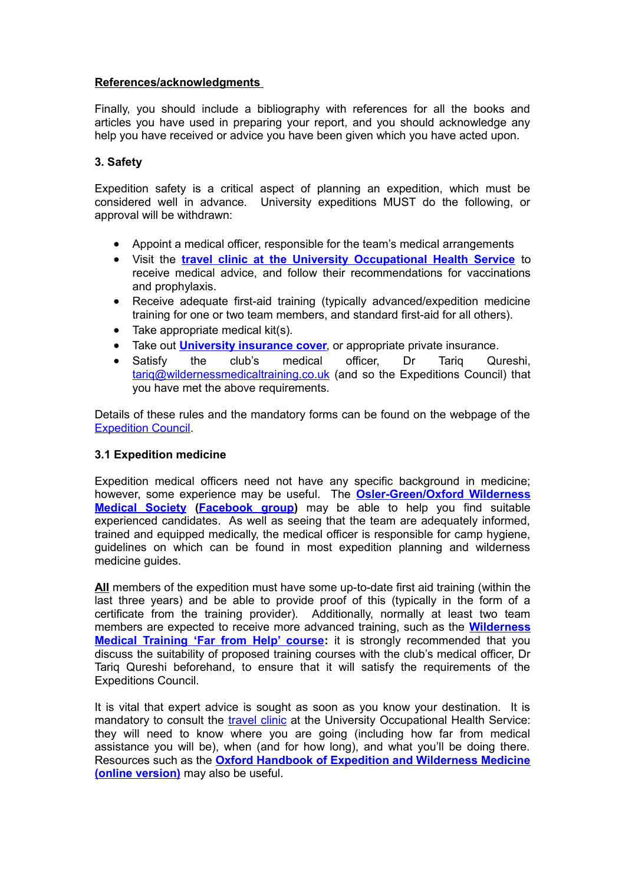**References/acknowledgments**

Finally, you should include a bibliography with references for all the books and articles you have used in preparing your report, and you should acknowledge any help you have received or advice you have been given which you have acted upon.

### 3. Safety

Expedition safety is a critical aspect of planning an expedition, which must be considered well in advance. University expeditions MUST do the following, or approval will be withdrawn:

- Appoint a medical officer, responsible for the team's medical arrangements
- Visit the **travel clinic at the University Occupational Health Service** to receive medical advice, and follow their recommendations for vaccinations and prophylaxis.
- Receive adequate first-aid training (typically advanced/expedition medicine training for one or two team members, and standard first-aid for all others).
- Take appropriate medical kit(s).
- Take out **University insurance cover**, or appropriate private insurance.
- Satisfy the club's medical officer, Dr Tariq Qureshi, tariq@wildernessmedicaltraining.co.uk (and so the Expeditions Council) that you have met the above requirements.

Details of these rules and the mandatory forms can be found on the webpage of the Expedition Council.

### 3.1 Expedition medicine

Expedition medical officers need not have any specific background in medicine; however, some experience may be useful. The **Osler-Green/Oxford Wilderness Medical Society** (**Facebook group**) may be able to help you find suitable experienced candidates. As well as seeing that the team are adequately informed, trained and equipped medically, the medical officer is responsible for camp hygiene, guidelines on which can be found in most expedition planning and wilderness medicine guides.

**All** members of the expedition must have some up-to-date first aid training (within the last three years) and be able to provide proof of this (typically in the form of a certificate from the training provider). Additionally, normally at least two team members are expected to receive more advanced training, such as the **Wilderness Medical Training 'Far from Help' course:** it is strongly recommended that you discuss the suitability of proposed training courses with the club's medical officer, Dr Tariq Qureshi beforehand, to ensure that it will satisfy the requirements of the Expeditions Council.

It is vital that expert advice is sought as soon as you know your destination. It is mandatory to consult the travel clinic at the University Occupational Health Service: they will need to know where you are going (including how far from medical assistance you will be), when (and for how long), and what you'll be doing there. Resources such as the **Oxford Handbook of Expedition and Wilderness Medicine (online version)** may also be useful.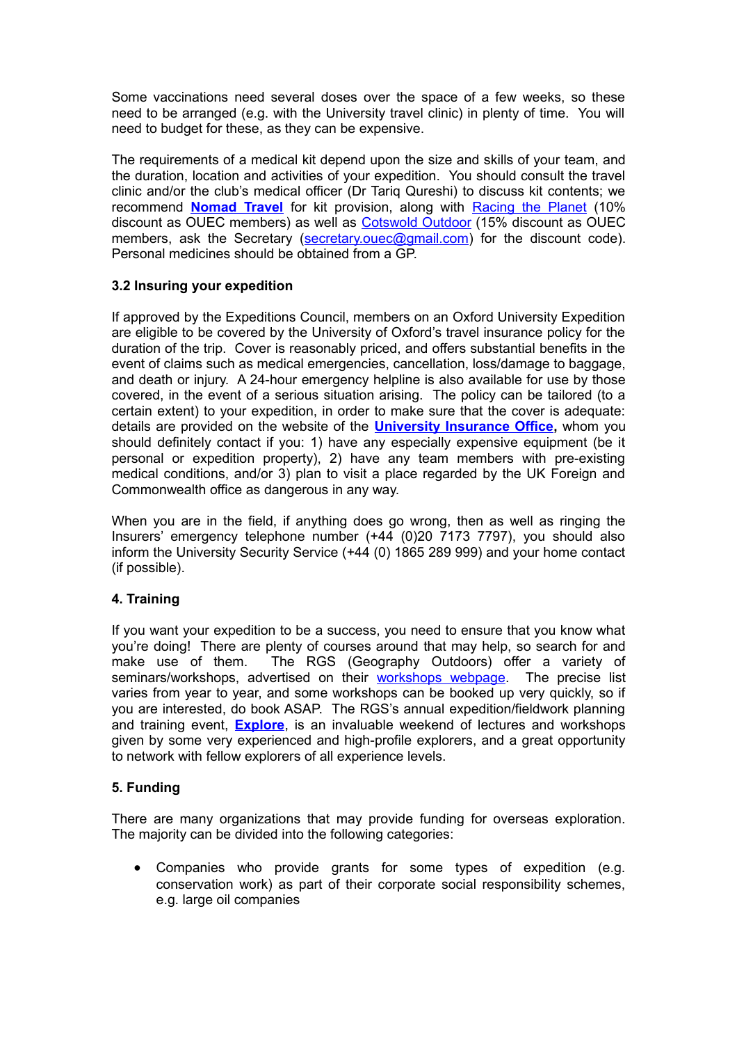Some vaccinations need several doses over the space of a few weeks, so these need to be arranged (e.g. with the University travel clinic) in plenty of time. You will need to budget for these, as they can be expensive.

The requirements of a medical kit depend upon the size and skills of your team, and the duration, location and activities of your expedition. You should consult the travel clinic and/or the club's medical officer (Dr Tariq Qureshi) to discuss kit contents; we recommend **Nomad Travel** for kit provision, along with Racing the Planet (10% discount as OUEC members) as well as Cotswold Outdoor (15% discount as OUEC members, ask the Secretary (secretary.ouec@gmail.com) for the discount code). Personal medicines should be obtained from a GP.

### 3.2 Insuring your expedition

If approved by the Expeditions Council, members on an Oxford University Expedition are eligible to be covered by the University of Oxford's travel insurance policy for the duration of the trip. Cover is reasonably priced, and offers substantial benefits in the event of claims such as medical emergencies, cancellation, loss/damage to baggage, and death or injury. A 24-hour emergency helpline is also available for use by those covered, in the event of a serious situation arising. The policy can be tailored (to a certain extent) to your expedition, in order to make sure that the cover is adequate: details are provided on the website of the **University Insurance Office,** whom you should definitely contact if you: 1) have any especially expensive equipment (be it personal or expedition property), 2) have any team members with pre-existing medical conditions, and/or 3) plan to visit a place regarded by the UK Foreign and Commonwealth office as dangerous in any way.

When you are in the field, if anything does go wrong, then as well as ringing the Insurers' emergency telephone number (+44 (0)20 7173 7797), you should also inform the University Security Service (+44 (0) 1865 289 999) and your home contact (if possible).

## 4. Training

If you want your expedition to be a success, you need to ensure that you know what you're doing! There are plenty of courses around that may help, so search for and make use of them. The RGS (Geography Outdoors) offer a variety of seminars/workshops, advertised on their workshops webpage. The precise list varies from year to year, and some workshops can be booked up very quickly, so if you are interested, do book ASAP. The RGS's annual expedition/fieldwork planning and training event, **Explore**, is an invaluable weekend of lectures and workshops given by some very experienced and high-profile explorers, and a great opportunity to network with fellow explorers of all experience levels.

## 5. Funding

There are many organizations that may provide funding for overseas exploration. The majority can be divided into the following categories:

- Companies who provide grants for some types of expedition (e.g. conservation work) as part of their corporate social responsibility schemes, e.g. large oil companies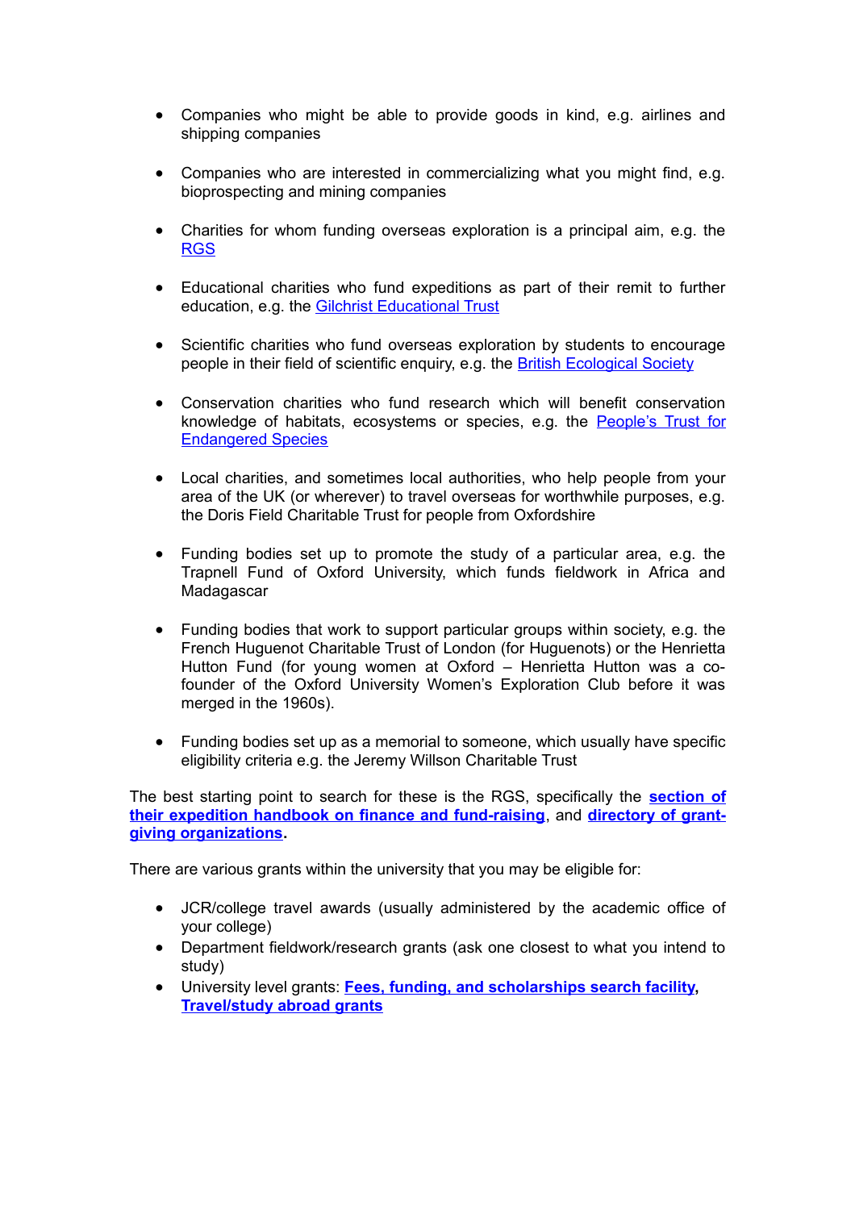- Companies who might be able to provide goods in kind, e.g. airlines and shipping companies

- Companies who are interested in commercializing what you might find, e.g. bioprospecting and mining companies

- Charities for whom funding overseas exploration is a principal aim, e.g. the RGS

- Educational charities who fund expeditions as part of their remit to further education, e.g. the Gilchrist Educational Trust

- Scientific charities who fund overseas exploration by students to encourage people in their field of scientific enquiry, e.g. the British Ecological Society

- Conservation charities who fund research which will benefit conservation knowledge of habitats, ecosystems or species, e.g. the People's Trust for Endangered Species

- Local charities, and sometimes local authorities, who help people from your area of the UK (or wherever) to travel overseas for worthwhile purposes, e.g. the Doris Field Charitable Trust for people from Oxfordshire

- Funding bodies set up to promote the study of a particular area, e.g. the Trapnell Fund of Oxford University, which funds fieldwork in Africa and Madagascar

- Funding bodies that work to support particular groups within society, e.g. the French Huguenot Charitable Trust of London (for Huguenots) or the Henrietta Hutton Fund (for young women at Oxford – Henrietta Hutton was a co-founder of the Oxford University Women's Exploration Club before it was merged in the 1960s).

- Funding bodies set up as a memorial to someone, which usually have specific eligibility criteria e.g. the Jeremy Willson Charitable Trust

The best starting point to search for these is the RGS, specifically the **section of their expedition handbook on finance and fund-raising**, and **directory of grant-giving organizations.**

There are various grants within the university that you may be eligible for:

- JCR/college travel awards (usually administered by the academic office of your college)
- Department fieldwork/research grants (ask one closest to what you intend to study)
- University level grants: **Fees, funding, and scholarships search facility**, **Travel/study abroad grants**